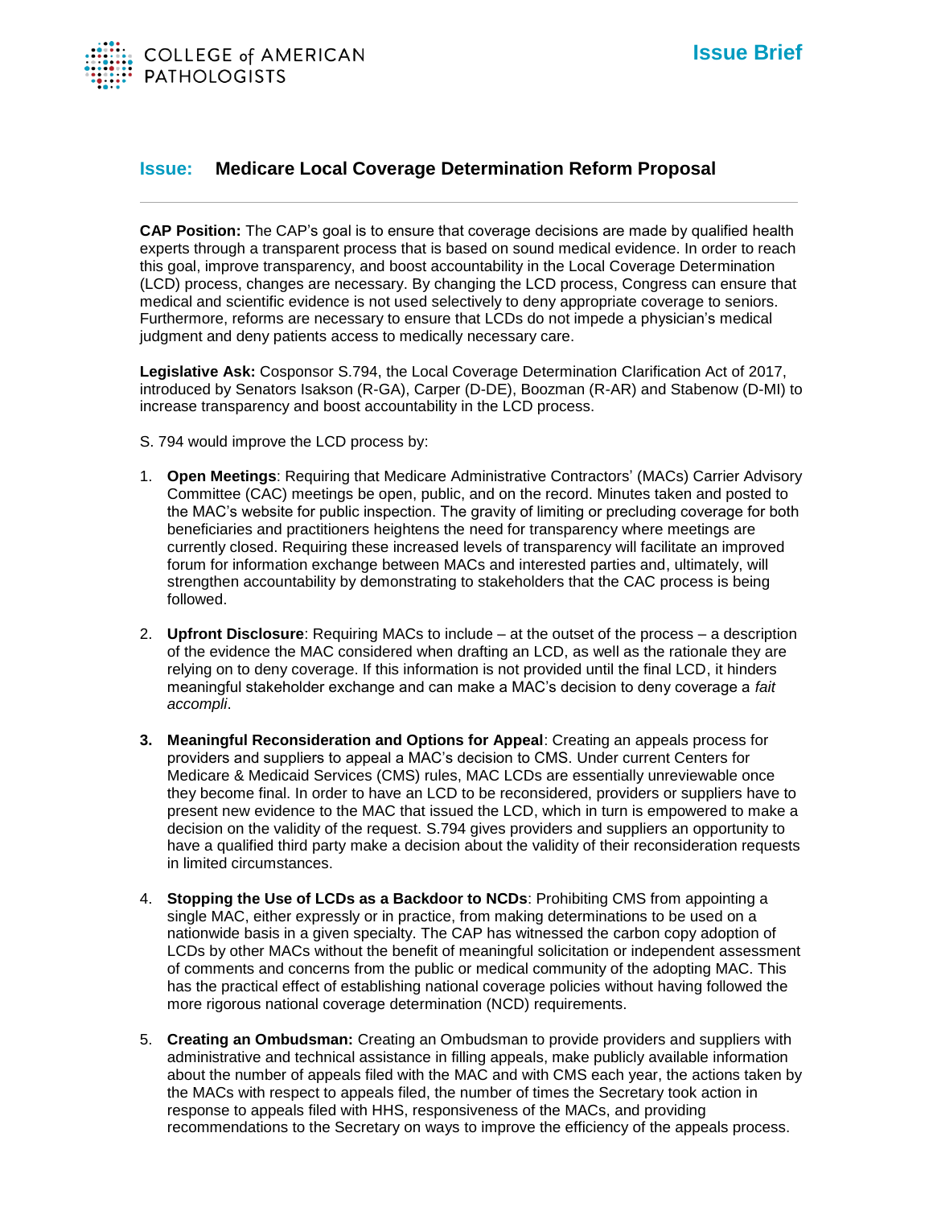COLLEGE of AMERICAN PATHOLOGISTS

**Issue Brief**

## **Issue:** Medicare Local Coverage Determination Reform Proposal

---

**CAP Position:** The CAP's goal is to ensure that coverage decisions are made by qualified health experts through a transparent process that is based on sound medical evidence. In order to reach this goal, improve transparency, and boost accountability in the Local Coverage Determination (LCD) process, changes are necessary. By changing the LCD process, Congress can ensure that medical and scientific evidence is not used selectively to deny appropriate coverage to seniors. Furthermore, reforms are necessary to ensure that LCDs do not impede a physician's medical judgment and deny patients access to medically necessary care.

**Legislative Ask:** Cosponsor S.794, the Local Coverage Determination Clarification Act of 2017, introduced by Senators Isakson (R-GA), Carper (D-DE), Boozman (R-AR) and Stabenow (D-MI) to increase transparency and boost accountability in the LCD process.

S. 794 would improve the LCD process by:

1. **Open Meetings**: Requiring that Medicare Administrative Contractors' (MACs) Carrier Advisory Committee (CAC) meetings be open, public, and on the record. Minutes taken and posted to the MAC's website for public inspection. The gravity of limiting or precluding coverage for both beneficiaries and practitioners heightens the need for transparency where meetings are currently closed. Requiring these increased levels of transparency will facilitate an improved forum for information exchange between MACs and interested parties and, ultimately, will strengthen accountability by demonstrating to stakeholders that the CAC process is being followed.

2. **Upfront Disclosure**: Requiring MACs to include – at the outset of the process – a description of the evidence the MAC considered when drafting an LCD, as well as the rationale they are relying on to deny coverage. If this information is not provided until the final LCD, it hinders meaningful stakeholder exchange and can make a MAC's decision to deny coverage a *fait accompli*.

3. **Meaningful Reconsideration and Options for Appeal**: Creating an appeals process for providers and suppliers to appeal a MAC's decision to CMS. Under current Centers for Medicare & Medicaid Services (CMS) rules, MAC LCDs are essentially unreviewable once they become final. In order to have an LCD to be reconsidered, providers or suppliers have to present new evidence to the MAC that issued the LCD, which in turn is empowered to make a decision on the validity of the request. S.794 gives providers and suppliers an opportunity to have a qualified third party make a decision about the validity of their reconsideration requests in limited circumstances.

4. **Stopping the Use of LCDs as a Backdoor to NCDs**: Prohibiting CMS from appointing a single MAC, either expressly or in practice, from making determinations to be used on a nationwide basis in a given specialty. The CAP has witnessed the carbon copy adoption of LCDs by other MACs without the benefit of meaningful solicitation or independent assessment of comments and concerns from the public or medical community of the adopting MAC. This has the practical effect of establishing national coverage policies without having followed the more rigorous national coverage determination (NCD) requirements.

5. **Creating an Ombudsman:** Creating an Ombudsman to provide providers and suppliers with administrative and technical assistance in filling appeals, make publicly available information about the number of appeals filed with the MAC and with CMS each year, the actions taken by the MACs with respect to appeals filed, the number of times the Secretary took action in response to appeals filed with HHS, responsiveness of the MACs, and providing recommendations to the Secretary on ways to improve the efficiency of the appeals process.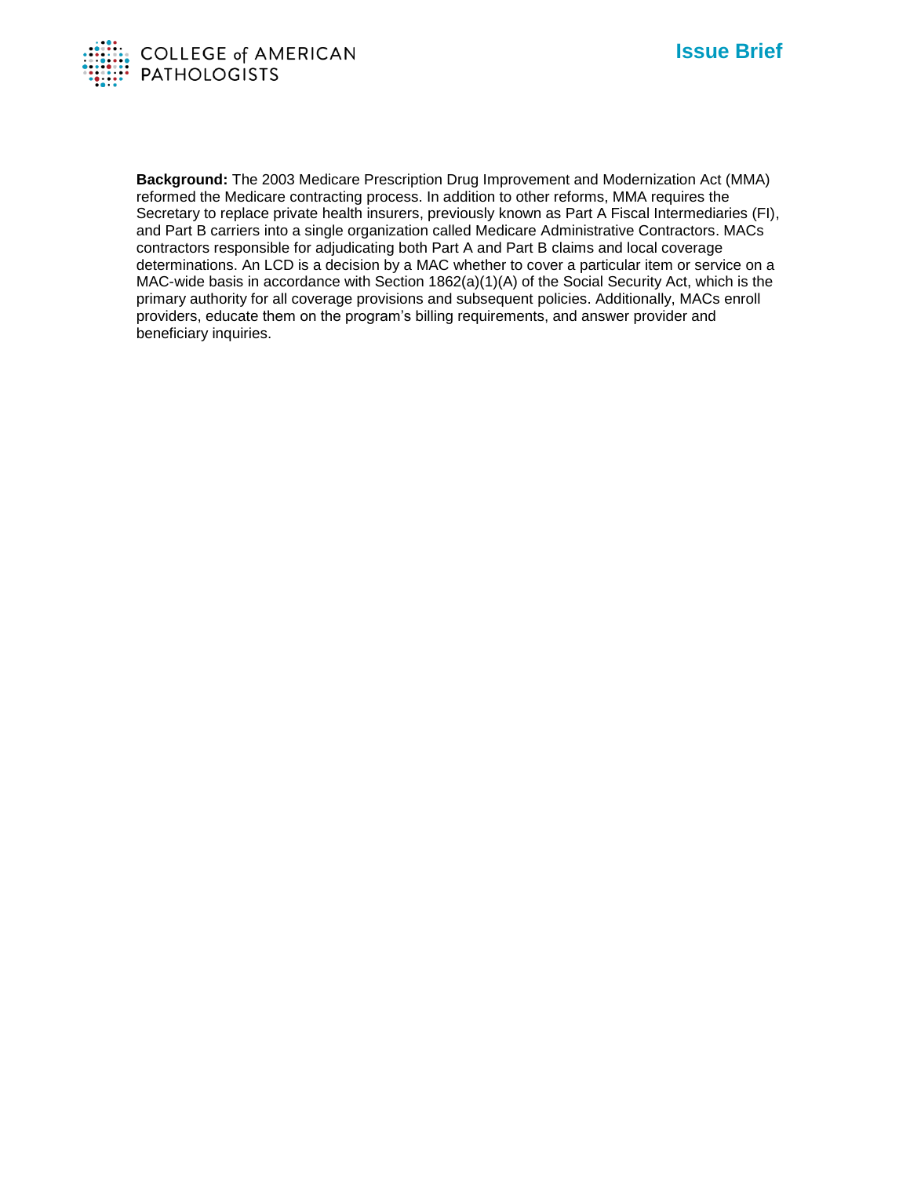**Background:** The 2003 Medicare Prescription Drug Improvement and Modernization Act (MMA) reformed the Medicare contracting process. In addition to other reforms, MMA requires the Secretary to replace private health insurers, previously known as Part A Fiscal Intermediaries (FI), and Part B carriers into a single organization called Medicare Administrative Contractors. MACs contractors responsible for adjudicating both Part A and Part B claims and local coverage determinations. An LCD is a decision by a MAC whether to cover a particular item or service on a MAC-wide basis in accordance with Section 1862(a)(1)(A) of the Social Security Act, which is the primary authority for all coverage provisions and subsequent policies. Additionally, MACs enroll providers, educate them on the program's billing requirements, and answer provider and beneficiary inquiries.